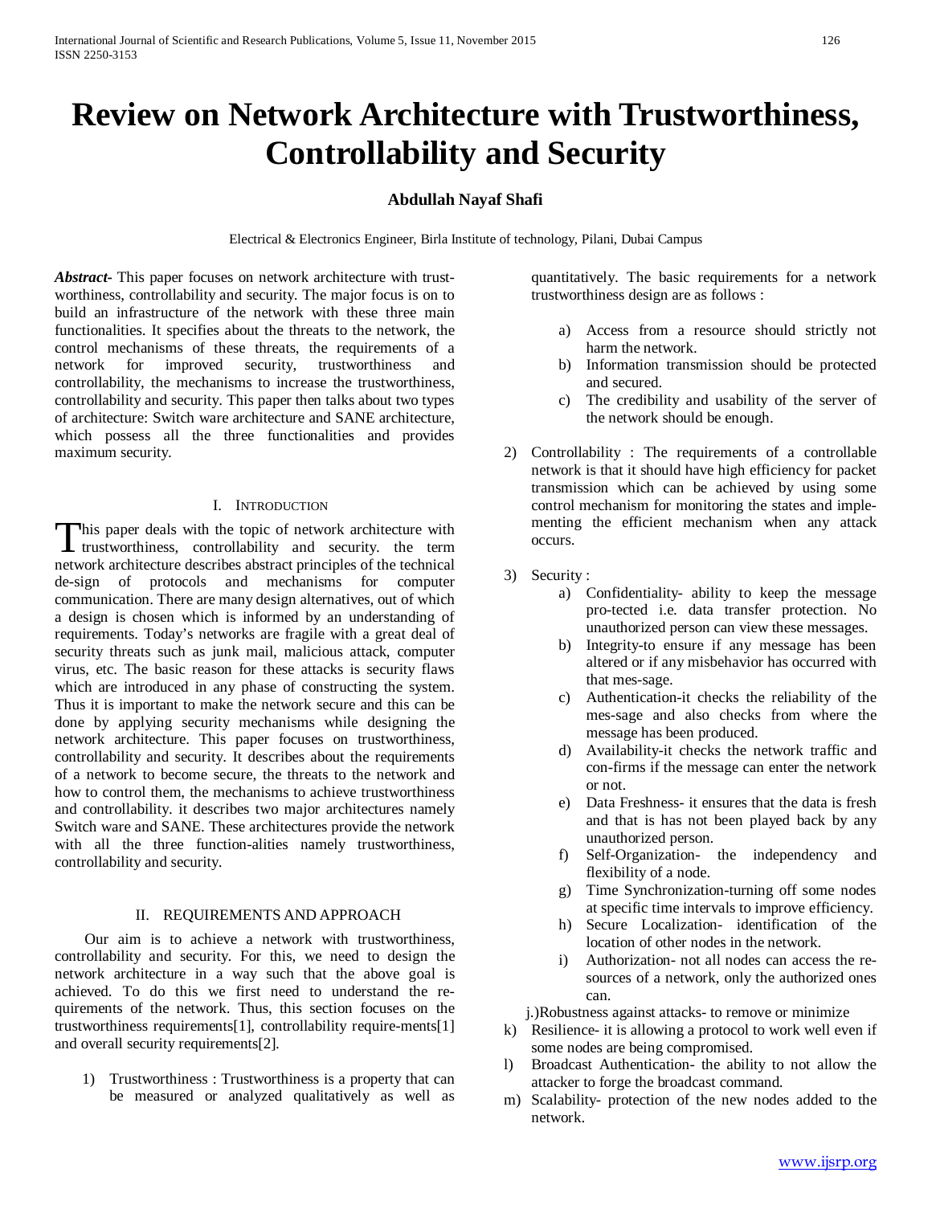# Review on Network Architecture with Trustworthiness, Controllability and Security

**Abdullah Nayaf Shafi**

Electrical & Electronics Engineer, Birla Institute of technology, Pilani, Dubai Campus

***Abstract-*** This paper focuses on network architecture with trust-worthiness, controllability and security. The major focus is on to build an infrastructure of the network with these three main functionalities. It specifies about the threats to the network, the control mechanisms of these threats, the requirements of a network for improved security, trustworthiness and controllability, the mechanisms to increase the trustworthiness, controllability and security. This paper then talks about two types of architecture: Switch ware architecture and SANE architecture, which possess all the three functionalities and provides maximum security.

## I. Introduction

This paper deals with the topic of network architecture with trustworthiness, controllability and security. the term network architecture describes abstract principles of the technical de-sign of protocols and mechanisms for computer communication. There are many design alternatives, out of which a design is chosen which is informed by an understanding of requirements. Today's networks are fragile with a great deal of security threats such as junk mail, malicious attack, computer virus, etc. The basic reason for these attacks is security flaws which are introduced in any phase of constructing the system. Thus it is important to make the network secure and this can be done by applying security mechanisms while designing the network architecture. This paper focuses on trustworthiness, controllability and security. It describes about the requirements of a network to become secure, the threats to the network and how to control them, the mechanisms to achieve trustworthiness and controllability. it describes two major architectures namely Switch ware and SANE. These architectures provide the network with all the three function-alities namely trustworthiness, controllability and security.

## II. Requirements and Approach

Our aim is to achieve a network with trustworthiness, controllability and security. For this, we need to design the network architecture in a way such that the above goal is achieved. To do this we first need to understand the re-quirements of the network. Thus, this section focuses on the trustworthiness requirements[1], controllability require-ments[1] and overall security requirements[2].

1) Trustworthiness : Trustworthiness is a property that can be measured or analyzed qualitatively as well as quantitatively. The basic requirements for a network trustworthiness design are as follows :
   a) Access from a resource should strictly not harm the network.
   b) Information transmission should be protected and secured.
   c) The credibility and usability of the server of the network should be enough.

2) Controllability : The requirements of a controllable network is that it should have high efficiency for packet transmission which can be achieved by using some control mechanism for monitoring the states and imple-menting the efficient mechanism when any attack occurs.

3) Security :
   a) Confidentiality- ability to keep the message pro-tected i.e. data transfer protection. No unauthorized person can view these messages.
   b) Integrity-to ensure if any message has been altered or if any misbehavior has occurred with that mes-sage.
   c) Authentication-it checks the reliability of the mes-sage and also checks from where the message has been produced.
   d) Availability-it checks the network traffic and con-firms if the message can enter the network or not.
   e) Data Freshness- it ensures that the data is fresh and that is has not been played back by any unauthorized person.
   f) Self-Organization- the independency and flexibility of a node.
   g) Time Synchronization-turning off some nodes at specific time intervals to improve efficiency.
   h) Secure Localization- identification of the location of other nodes in the network.
   i) Authorization- not all nodes can access the re-sources of a network, only the authorized ones can.

   j.)Robustness against attacks- to remove or minimize

k) Resilience- it is allowing a protocol to work well even if some nodes are being compromised.

l) Broadcast Authentication- the ability to not allow the attacker to forge the broadcast command.

m) Scalability- protection of the new nodes added to the network.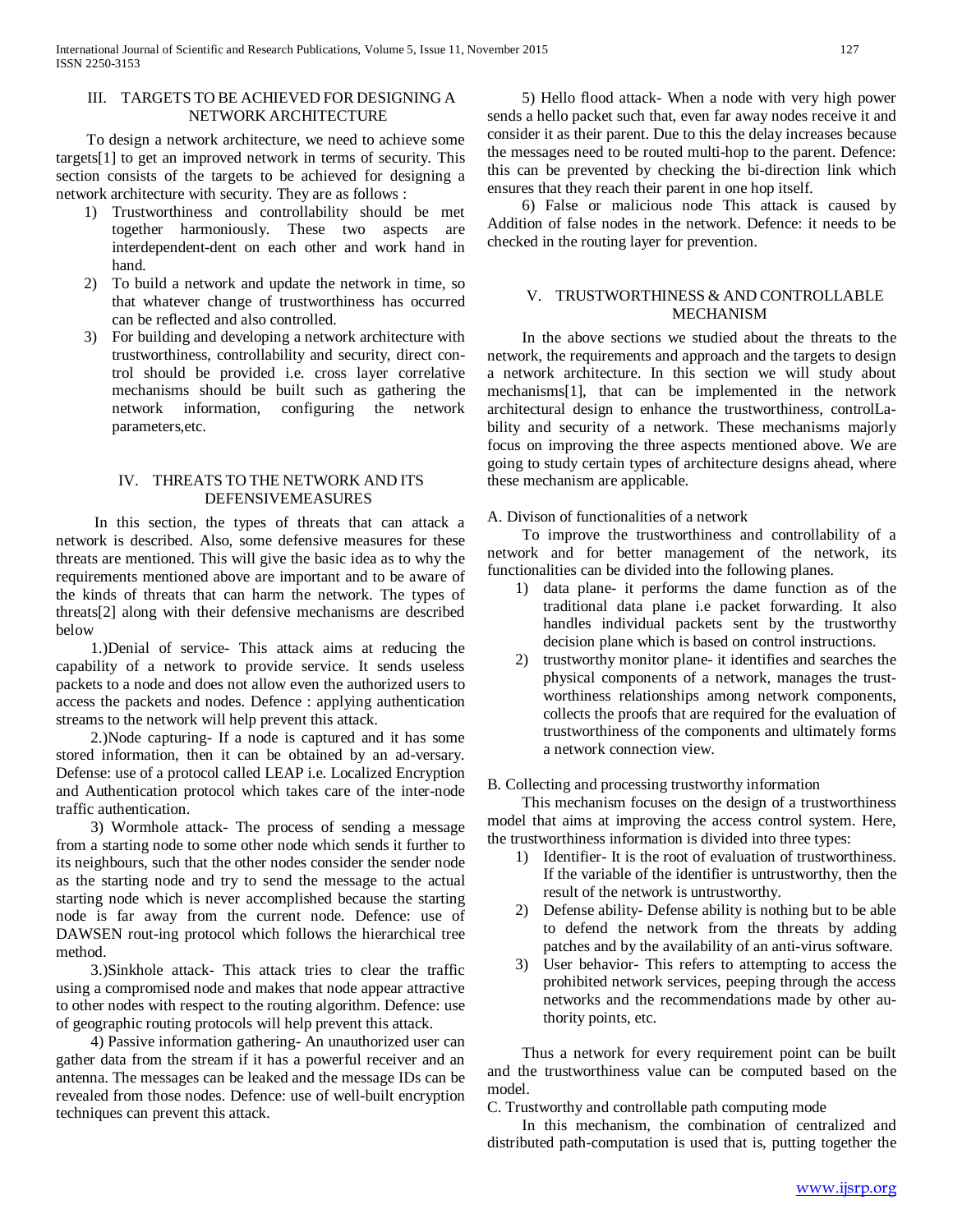## III. TARGETS TO BE ACHIEVED FOR DESIGNING A NETWORK ARCHITECTURE

To design a network architecture, we need to achieve some targets[1] to get an improved network in terms of security. This section consists of the targets to be achieved for designing a network architecture with security. They are as follows :

1) Trustworthiness and controllability should be met together harmoniously. These two aspects are interdependent-dent on each other and work hand in hand.
2) To build a network and update the network in time, so that whatever change of trustworthiness has occurred can be reflected and also controlled.
3) For building and developing a network architecture with trustworthiness, controllability and security, direct control should be provided i.e. cross layer correlative mechanisms should be built such as gathering the network information, configuring the network parameters,etc.

## IV. THREATS TO THE NETWORK AND ITS DEFENSIVEMEASURES

In this section, the types of threats that can attack a network is described. Also, some defensive measures for these threats are mentioned. This will give the basic idea as to why the requirements mentioned above are important and to be aware of the kinds of threats that can harm the network. The types of threats[2] along with their defensive mechanisms are described below

1.)Denial of service- This attack aims at reducing the capability of a network to provide service. It sends useless packets to a node and does not allow even the authorized users to access the packets and nodes. Defence : applying authentication streams to the network will help prevent this attack.

2.)Node capturing- If a node is captured and it has some stored information, then it can be obtained by an ad-versary. Defense: use of a protocol called LEAP i.e. Localized Encryption and Authentication protocol which takes care of the inter-node traffic authentication.

3) Wormhole attack- The process of sending a message from a starting node to some other node which sends it further to its neighbours, such that the other nodes consider the sender node as the starting node and try to send the message to the actual starting node which is never accomplished because the starting node is far away from the current node. Defence: use of DAWSEN rout-ing protocol which follows the hierarchical tree method.

3.)Sinkhole attack- This attack tries to clear the traffic using a compromised node and makes that node appear attractive to other nodes with respect to the routing algorithm. Defence: use of geographic routing protocols will help prevent this attack.

4) Passive information gathering- An unauthorized user can gather data from the stream if it has a powerful receiver and an antenna. The messages can be leaked and the message IDs can be revealed from those nodes. Defence: use of well-built encryption techniques can prevent this attack.

5) Hello flood attack- When a node with very high power sends a hello packet such that, even far away nodes receive it and consider it as their parent. Due to this the delay increases because the messages need to be routed multi-hop to the parent. Defence: this can be prevented by checking the bi-direction link which ensures that they reach their parent in one hop itself.

6) False or malicious node This attack is caused by Addition of false nodes in the network. Defence: it needs to be checked in the routing layer for prevention.

## V. TRUSTWORTHINESS & AND CONTROLLABLE MECHANISM

In the above sections we studied about the threats to the network, the requirements and approach and the targets to design a network architecture. In this section we will study about mechanisms[1], that can be implemented in the network architectural design to enhance the trustworthiness, controlLability and security of a network. These mechanisms majorly focus on improving the three aspects mentioned above. We are going to study certain types of architecture designs ahead, where these mechanism are applicable.

### A. Divison of functionalities of a network

To improve the trustworthiness and controllability of a network and for better management of the network, its functionalities can be divided into the following planes.

1) data plane- it performs the dame function as of the traditional data plane i.e packet forwarding. It also handles individual packets sent by the trustworthy decision plane which is based on control instructions.
2) trustworthy monitor plane- it identifies and searches the physical components of a network, manages the trust-worthiness relationships among network components, collects the proofs that are required for the evaluation of trustworthiness of the components and ultimately forms a network connection view.

### B. Collecting and processing trustworthy information

This mechanism focuses on the design of a trustworthiness model that aims at improving the access control system. Here, the trustworthiness information is divided into three types:

1) Identifier- It is the root of evaluation of trustworthiness. If the variable of the identifier is untrustworthy, then the result of the network is untrustworthy.
2) Defense ability- Defense ability is nothing but to be able to defend the network from the threats by adding patches and by the availability of an anti-virus software.
3) User behavior- This refers to attempting to access the prohibited network services, peeping through the access networks and the recommendations made by other au-thority points, etc.

Thus a network for every requirement point can be built and the trustworthiness value can be computed based on the model.

### C. Trustworthy and controllable path computing mode

In this mechanism, the combination of centralized and distributed path-computation is used that is, putting together the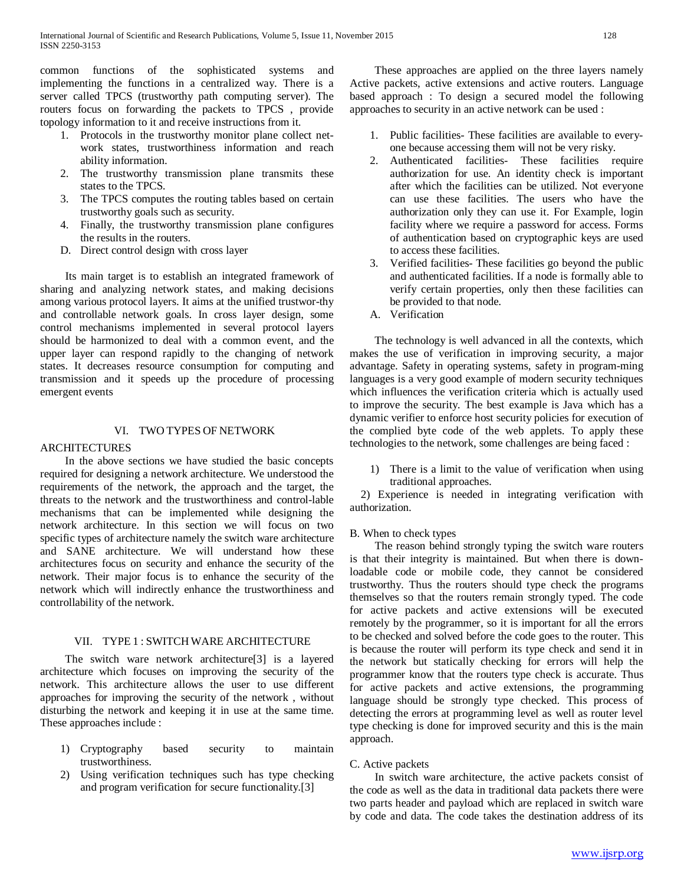common functions of the sophisticated systems and implementing the functions in a centralized way. There is a server called TPCS (trustworthy path computing server). The routers focus on forwarding the packets to TPCS , provide topology information to it and receive instructions from it.

1. Protocols in the trustworthy monitor plane collect net-work states, trustworthiness information and reach ability information.
2. The trustworthy transmission plane transmits these states to the TPCS.
3. The TPCS computes the routing tables based on certain trustworthy goals such as security.
4. Finally, the trustworthy transmission plane configures the results in the routers.

D. Direct control design with cross layer

Its main target is to establish an integrated framework of sharing and analyzing network states, and making decisions among various protocol layers. It aims at the unified trustwor-thy and controllable network goals. In cross layer design, some control mechanisms implemented in several protocol layers should be harmonized to deal with a common event, and the upper layer can respond rapidly to the changing of network states. It decreases resource consumption for computing and transmission and it speeds up the procedure of processing emergent events

## VI. TWO TYPES OF NETWORK ARCHITECTURES

In the above sections we have studied the basic concepts required for designing a network architecture. We understood the requirements of the network, the approach and the target, the threats to the network and the trustworthiness and control-lable mechanisms that can be implemented while designing the network architecture. In this section we will focus on two specific types of architecture namely the switch ware architecture and SANE architecture. We will understand how these architectures focus on security and enhance the security of the network. Their major focus is to enhance the security of the network which will indirectly enhance the trustworthiness and controllability of the network.

## VII. TYPE 1 : SWITCH WARE ARCHITECTURE

The switch ware network architecture[3] is a layered architecture which focuses on improving the security of the network. This architecture allows the user to use different approaches for improving the security of the network , without disturbing the network and keeping it in use at the same time. These approaches include :

1) Cryptography based security to maintain trustworthiness.
2) Using verification techniques such has type checking and program verification for secure functionality.[3]

These approaches are applied on the three layers namely Active packets, active extensions and active routers. Language based approach : To design a secured model the following approaches to security in an active network can be used :

1. Public facilities- These facilities are available to every-one because accessing them will not be very risky.
2. Authenticated facilities- These facilities require authorization for use. An identity check is important after which the facilities can be utilized. Not everyone can use these facilities. The users who have the authorization only they can use it. For Example, login facility where we require a password for access. Forms of authentication based on cryptographic keys are used to access these facilities.
3. Verified facilities- These facilities go beyond the public and authenticated facilities. If a node is formally able to verify certain properties, only then these facilities can be provided to that node.

A. Verification

The technology is well advanced in all the contexts, which makes the use of verification in improving security, a major advantage. Safety in operating systems, safety in program-ming languages is a very good example of modern security techniques which influences the verification criteria which is actually used to improve the security. The best example is Java which has a dynamic verifier to enforce host security policies for execution of the complied byte code of the web applets. To apply these technologies to the network, some challenges are being faced :

1) There is a limit to the value of verification when using traditional approaches.
2) Experience is needed in integrating verification with authorization.

B. When to check types

The reason behind strongly typing the switch ware routers is that their integrity is maintained. But when there is down-loadable code or mobile code, they cannot be considered trustworthy. Thus the routers should type check the programs themselves so that the routers remain strongly typed. The code for active packets and active extensions will be executed remotely by the programmer, so it is important for all the errors to be checked and solved before the code goes to the router. This is because the router will perform its type check and send it in the network but statically checking for errors will help the programmer know that the routers type check is accurate. Thus for active packets and active extensions, the programming language should be strongly type checked. This process of detecting the errors at programming level as well as router level type checking is done for improved security and this is the main approach.

C. Active packets

In switch ware architecture, the active packets consist of the code as well as the data in traditional data packets there were two parts header and payload which are replaced in switch ware by code and data. The code takes the destination address of its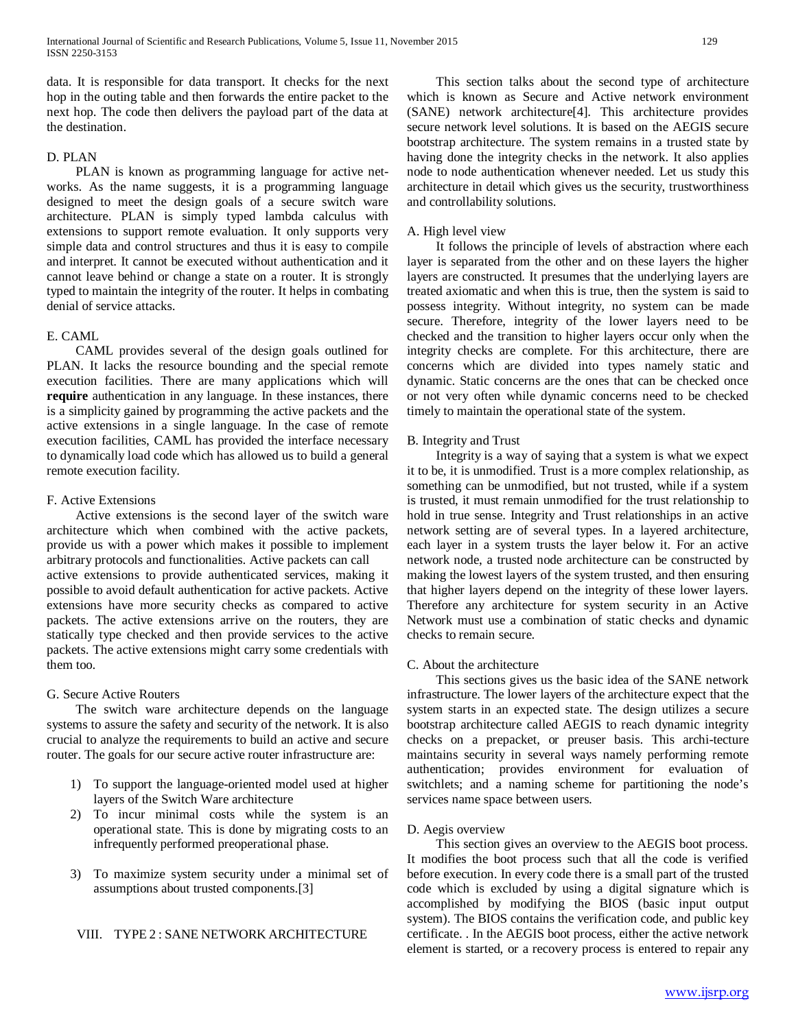data. It is responsible for data transport. It checks for the next hop in the outing table and then forwards the entire packet to the next hop. The code then delivers the payload part of the data at the destination.

### D. PLAN

PLAN is known as programming language for active net-works. As the name suggests, it is a programming language designed to meet the design goals of a secure switch ware architecture. PLAN is simply typed lambda calculus with extensions to support remote evaluation. It only supports very simple data and control structures and thus it is easy to compile and interpret. It cannot be executed without authentication and it cannot leave behind or change a state on a router. It is strongly typed to maintain the integrity of the router. It helps in combating denial of service attacks.

### E. CAML

CAML provides several of the design goals outlined for PLAN. It lacks the resource bounding and the special remote execution facilities. There are many applications which will **require** authentication in any language. In these instances, there is a simplicity gained by programming the active packets and the active extensions in a single language. In the case of remote execution facilities, CAML has provided the interface necessary to dynamically load code which has allowed us to build a general remote execution facility.

### F. Active Extensions

Active extensions is the second layer of the switch ware architecture which when combined with the active packets, provide us with a power which makes it possible to implement arbitrary protocols and functionalities. Active packets can call active extensions to provide authenticated services, making it possible to avoid default authentication for active packets. Active extensions have more security checks as compared to active packets. The active extensions arrive on the routers, they are statically type checked and then provide services to the active packets. The active extensions might carry some credentials with them too.

### G. Secure Active Routers

The switch ware architecture depends on the language systems to assure the safety and security of the network. It is also crucial to analyze the requirements to build an active and secure router. The goals for our secure active router infrastructure are:

1) To support the language-oriented model used at higher layers of the Switch Ware architecture
2) To incur minimal costs while the system is an operational state. This is done by migrating costs to an infrequently performed preoperational phase.
3) To maximize system security under a minimal set of assumptions about trusted components.[3]

## VIII. TYPE 2 : SANE NETWORK ARCHITECTURE

This section talks about the second type of architecture which is known as Secure and Active network environment (SANE) network architecture[4]. This architecture provides secure network level solutions. It is based on the AEGIS secure bootstrap architecture. The system remains in a trusted state by having done the integrity checks in the network. It also applies node to node authentication whenever needed. Let us study this architecture in detail which gives us the security, trustworthiness and controllability solutions.

### A. High level view

It follows the principle of levels of abstraction where each layer is separated from the other and on these layers the higher layers are constructed. It presumes that the underlying layers are treated axiomatic and when this is true, then the system is said to possess integrity. Without integrity, no system can be made secure. Therefore, integrity of the lower layers need to be checked and the transition to higher layers occur only when the integrity checks are complete. For this architecture, there are concerns which are divided into types namely static and dynamic. Static concerns are the ones that can be checked once or not very often while dynamic concerns need to be checked timely to maintain the operational state of the system.

### B. Integrity and Trust

Integrity is a way of saying that a system is what we expect it to be, it is unmodified. Trust is a more complex relationship, as something can be unmodified, but not trusted, while if a system is trusted, it must remain unmodified for the trust relationship to hold in true sense. Integrity and Trust relationships in an active network setting are of several types. In a layered architecture, each layer in a system trusts the layer below it. For an active network node, a trusted node architecture can be constructed by making the lowest layers of the system trusted, and then ensuring that higher layers depend on the integrity of these lower layers. Therefore any architecture for system security in an Active Network must use a combination of static checks and dynamic checks to remain secure.

### C. About the architecture

This sections gives us the basic idea of the SANE network infrastructure. The lower layers of the architecture expect that the system starts in an expected state. The design utilizes a secure bootstrap architecture called AEGIS to reach dynamic integrity checks on a prepacket, or preuser basis. This archi-tecture maintains security in several ways namely performing remote authentication; provides environment for evaluation of switchlets; and a naming scheme for partitioning the node's services name space between users.

### D. Aegis overview

This section gives an overview to the AEGIS boot process. It modifies the boot process such that all the code is verified before execution. In every code there is a small part of the trusted code which is excluded by using a digital signature which is accomplished by modifying the BIOS (basic input output system). The BIOS contains the verification code, and public key certificate. . In the AEGIS boot process, either the active network element is started, or a recovery process is entered to repair any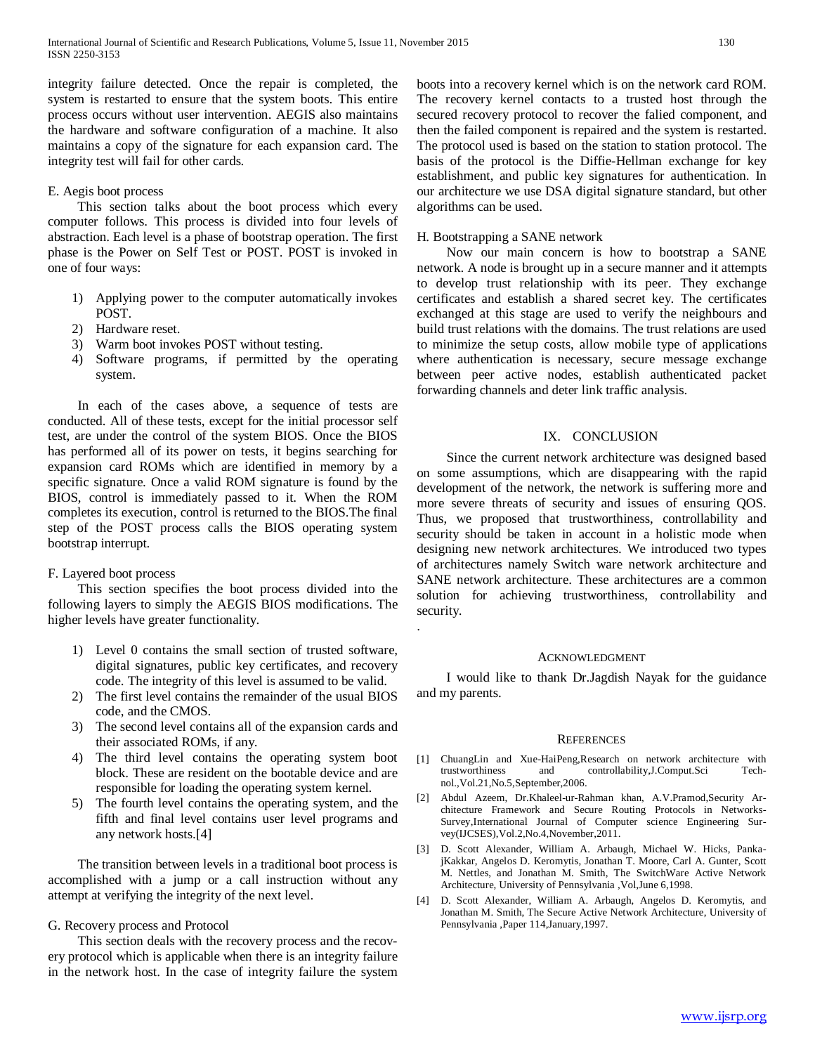integrity failure detected. Once the repair is completed, the system is restarted to ensure that the system boots. This entire process occurs without user intervention. AEGIS also maintains the hardware and software configuration of a machine. It also maintains a copy of the signature for each expansion card. The integrity test will fail for other cards.

### E. Aegis boot process

This section talks about the boot process which every computer follows. This process is divided into four levels of abstraction. Each level is a phase of bootstrap operation. The first phase is the Power on Self Test or POST. POST is invoked in one of four ways:

1) Applying power to the computer automatically invokes POST.
2) Hardware reset.
3) Warm boot invokes POST without testing.
4) Software programs, if permitted by the operating system.

In each of the cases above, a sequence of tests are conducted. All of these tests, except for the initial processor self test, are under the control of the system BIOS. Once the BIOS has performed all of its power on tests, it begins searching for expansion card ROMs which are identified in memory by a specific signature. Once a valid ROM signature is found by the BIOS, control is immediately passed to it. When the ROM completes its execution, control is returned to the BIOS.The final step of the POST process calls the BIOS operating system bootstrap interrupt.

### F. Layered boot process

This section specifies the boot process divided into the following layers to simply the AEGIS BIOS modifications. The higher levels have greater functionality.

1) Level 0 contains the small section of trusted software, digital signatures, public key certificates, and recovery code. The integrity of this level is assumed to be valid.
2) The first level contains the remainder of the usual BIOS code, and the CMOS.
3) The second level contains all of the expansion cards and their associated ROMs, if any.
4) The third level contains the operating system boot block. These are resident on the bootable device and are responsible for loading the operating system kernel.
5) The fourth level contains the operating system, and the fifth and final level contains user level programs and any network hosts.[4]

The transition between levels in a traditional boot process is accomplished with a jump or a call instruction without any attempt at verifying the integrity of the next level.

### G. Recovery process and Protocol

This section deals with the recovery process and the recovery protocol which is applicable when there is an integrity failure in the network host. In the case of integrity failure the system boots into a recovery kernel which is on the network card ROM. The recovery kernel contacts to a trusted host through the secured recovery protocol to recover the falied component, and then the failed component is repaired and the system is restarted. The protocol used is based on the station to station protocol. The basis of the protocol is the Diffie-Hellman exchange for key establishment, and public key signatures for authentication. In our architecture we use DSA digital signature standard, but other algorithms can be used.

### H. Bootstrapping a SANE network

Now our main concern is how to bootstrap a SANE network. A node is brought up in a secure manner and it attempts to develop trust relationship with its peer. They exchange certificates and establish a shared secret key. The certificates exchanged at this stage are used to verify the neighbours and build trust relations with the domains. The trust relations are used to minimize the setup costs, allow mobile type of applications where authentication is necessary, secure message exchange between peer active nodes, establish authenticated packet forwarding channels and deter link traffic analysis.

## IX. Conclusion

Since the current network architecture was designed based on some assumptions, which are disappearing with the rapid development of the network, the network is suffering more and more severe threats of security and issues of ensuring QOS. Thus, we proposed that trustworthiness, controllability and security should be taken in account in a holistic mode when designing new network architectures. We introduced two types of architectures namely Switch ware network architecture and SANE network architecture. These architectures are a common solution for achieving trustworthiness, controllability and security.

.

## Acknowledgment

I would like to thank Dr.Jagdish Nayak for the guidance and my parents.

## References

[1] ChuangLin and Xue-HaiPeng,Research on network architecture with trustworthiness and controllability,J.Comput.Sci Technol.,Vol.21,No.5,September,2006.

[2] Abdul Azeem, Dr.Khaleel-ur-Rahman khan, A.V.Pramod,Security Architecture Framework and Secure Routing Protocols in Networks-Survey,International Journal of Computer science Engineering Survey(IJCSES),Vol.2,No.4,November,2011.

[3] D. Scott Alexander, William A. Arbaugh, Michael W. Hicks, PankajKakkar, Angelos D. Keromytis, Jonathan T. Moore, Carl A. Gunter, Scott M. Nettles, and Jonathan M. Smith, The SwitchWare Active Network Architecture, University of Pennsylvania ,Vol,June 6,1998.

[4] D. Scott Alexander, William A. Arbaugh, Angelos D. Keromytis, and Jonathan M. Smith, The Secure Active Network Architecture, University of Pennsylvania ,Paper 114,January,1997.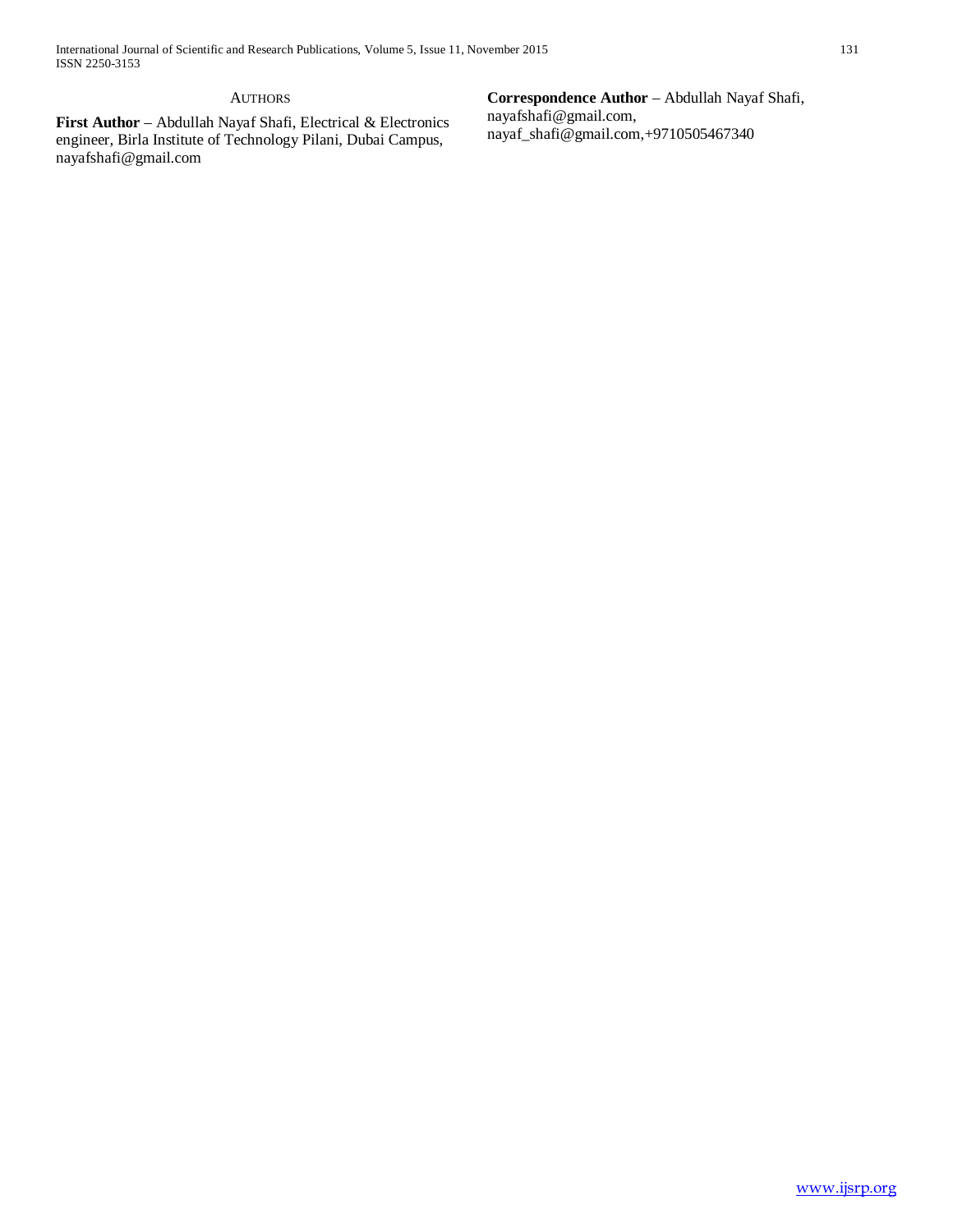## AUTHORS

**First Author** – Abdullah Nayaf Shafi, Electrical & Electronics engineer, Birla Institute of Technology Pilani, Dubai Campus, nayafshafi@gmail.com

**Correspondence Author** – Abdullah Nayaf Shafi, nayafshafi@gmail.com, nayaf_shafi@gmail.com,+9710505467340